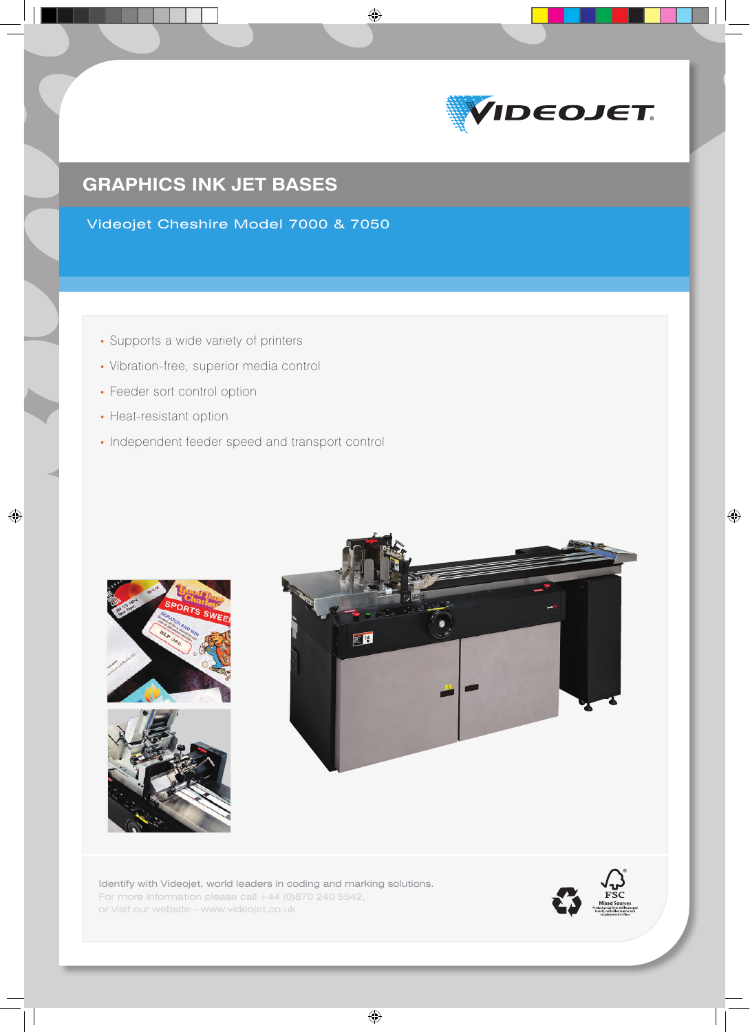VIDEOJET

# GRAPHICS INK JET BASES

## Videojet Cheshire Model 7000 & 7050

- Supports a wide variety of printers
- Vibration-free, superior media control
- Feeder sort control option
- Heat-resistant option
- Independent feeder speed and transport control

Identify with Videojet, world leaders in coding and marking solutions.
For more information please call +44 (0)870 240 5542,
or visit our website – www.videojet.co.uk

FSC Mixed Sources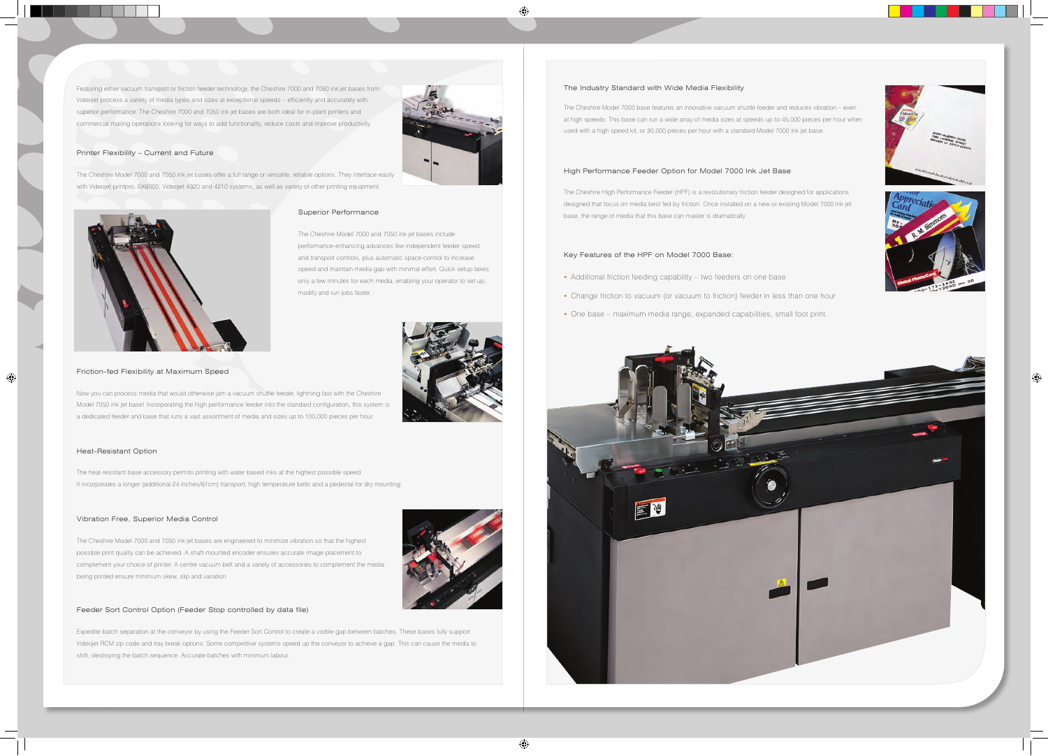Featuring either vacuum transport or friction feeder technology, the Cheshire 7000 and 7050 ink jet bases from Videojet process a variety of media types and sizes at exceptional speeds – efficiently and accurately with superior performance. The Cheshire 7000 and 7050 ink jet bases are both ideal for in-plant printers and commercial mailing operations looking for ways to add functionality, reduce costs and improve productivity.

### Printer Flexibility – Current and Future

The Cheshire Model 7000 and 7050 ink jet bases offer a full range or versatile, reliable options. They interface easily with Videojet printpro, BX6000, Videojet 4320 and 4210 systems, as well as variety of other printing equipment.

### Superior Performance

The Cheshire Model 7000 and 7050 ink jet bases include performance-enhancing advances like independent feeder speed and transport controls, plus automatic space control to increase speed and maintain media gap with minimal effort. Quick setup takes only a few minutes for each media, enabling your operator to set up, modify and run jobs faster.

### Friction-fed Flexibility at Maximum Speed

Now you can process media that would otherwise jam a vacuum shuttle feeder, lightning fast with the Cheshire Model 7050 ink jet base! Incorporating the high performance feeder into the standard configuration, this system is a dedicated feeder and base that runs a vast assortment of media and sizes up to 100,000 pieces per hour.

### Heat-Resistant Option

The heat-resistant base accessory permits printing with water based inks at the highest possible speed. It incorporates a longer (additional 24 inches/61cm) transport, high temperature belts and a pedestal for dry mounting.

### Vibration Free, Superior Media Control

The Cheshire Model 7000 and 7050 ink jet bases are engineered to minimize vibration so that the highest possible print quality can be achieved. A shaft-mounted encoder ensures accurate image placement to complement your choice of printer. A centre vacuum belt and a variety of accessories to complement the media being printed ensure minimum skew, slip and variation.

### Feeder Sort Control Option (Feeder Stop controlled by data file)

Expedite batch separation at the conveyor by using the Feeder Sort Control to create a visible gap between batches. These bases fully support Videojet RCM zip code and tray break options. Some competitive systems speed up the conveyor to achieve a gap. This can cause the media to shift, destroying the batch sequence. Accurate batches with minimum labour.

### The Industry Standard with Wide Media Flexibility

The Cheshire Model 7000 base features an innovative vacuum shuttle feeder and reduces vibration – even at high speeds. This base can run a wide array of media sizes at speeds up to 45,000 pieces per hour when used with a high speed kit, or 30,000 pieces per hour with a standard Model 7000 ink jet base.

### High Performance Feeder Option for Model 7000 Ink Jet Base

The Cheshire High Performance Feeder (HPF) is a revolutionary friction feeder designed for applications designed that focus on media best fed by friction. Once installed on a new or existing Model 7000 ink jet base, the range of media that this base can master is dramatically

### Key Features of the HPF on Model 7000 Base:

- Additional friction feeding capability – two feeders on one base
- Change friction to vacuum (or vacuum to friction) feeder in less than one hour
- One base – maximum media range, expanded capabilities, small foot print.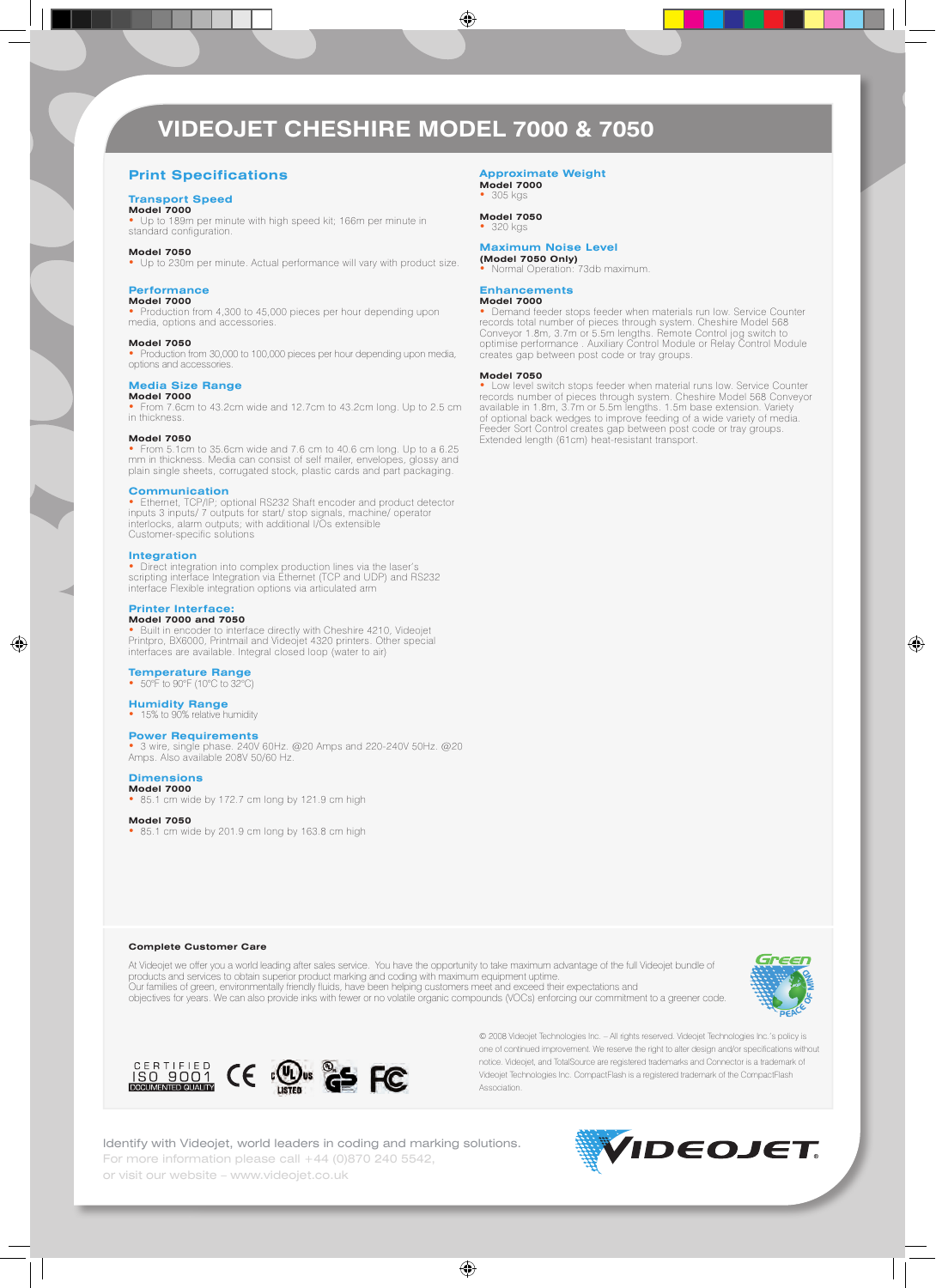# VIDEOJET CHESHIRE MODEL 7000 & 7050

## Print Specifications

### Transport Speed

**Model 7000**

- Up to 189m per minute with high speed kit; 166m per minute in standard configuration.

**Model 7050**

- Up to 230m per minute. Actual performance will vary with product size.

### Performance

**Model 7000**

- Production from 4,300 to 45,000 pieces per hour depending upon media, options and accessories.

**Model 7050**

- Production from 30,000 to 100,000 pieces per hour depending upon media, options and accessories.

### Media Size Range

**Model 7000**

- From 7.6cm to 43.2cm wide and 12.7cm to 43.2cm long. Up to 2.5 cm in thickness.

**Model 7050**

- From 5.1cm to 35.6cm wide and 7.6 cm to 40.6 cm long. Up to a 6.25 mm in thickness. Media can consist of self mailer, envelopes, glossy and plain single sheets, corrugated stock, plastic cards and part packaging.

### Communication

- Ethernet, TCP/IP; optional RS232 Shaft encoder and product detector inputs 3 inputs/ 7 outputs for start/ stop signals, machine/ operator interlocks, alarm outputs; with additional I/Os extensible Customer-specific solutions

### Integration

- Direct integration into complex production lines via the laser's scripting interface Integration via Ethernet (TCP and UDP) and RS232 interface Flexible integration options via articulated arm

### Printer Interface:

**Model 7000 and 7050**

- Built in encoder to interface directly with Cheshire 4210, Videojet Printpro, BX6000, Printmail and Videojet 4320 printers. Other special interfaces are available. Integral closed loop (water to air)

### Temperature Range

- 50°F to 90°F (10°C to 32°C)

### Humidity Range

- 15% to 90% relative humidity

### Power Requirements

- 3 wire, single phase. 240V 60Hz. @20 Amps and 220-240V 50Hz. @20 Amps. Also available 208V 50/60 Hz.

### Dimensions

**Model 7000**

- 85.1 cm wide by 172.7 cm long by 121.9 cm high

**Model 7050**

- 85.1 cm wide by 201.9 cm long by 163.8 cm high

### Approximate Weight

**Model 7000**

- 305 kgs

**Model 7050**

- 320 kgs

### Maximum Noise Level

**(Model 7050 Only)**

- Normal Operation: 73db maximum.

### Enhancements

**Model 7000**

- Demand feeder stops feeder when materials run low. Service Counter records total number of pieces through system. Cheshire Model 568 Conveyor 1.8m, 3.7m or 5.5m lengths. Remote Control jog switch to optimise performance . Auxiliary Control Module or Relay Control Module creates gap between post code or tray groups.

**Model 7050**

- Low level switch stops feeder when material runs low. Service Counter records number of pieces through system. Cheshire Model 568 Conveyor available in 1.8m, 3.7m or 5.5m lengths. 1.5m base extension. Variety of optional back wedges to improve feeding of a wide variety of media. Feeder Sort Control creates gap between post code or tray groups. Extended length (61cm) heat-resistant transport.

**Complete Customer Care**

At Videojet we offer you a world leading after sales service. You have the opportunity to take maximum advantage of the full Videojet bundle of products and services to obtain superior product marking and coding with maximum equipment uptime.
Our families of green, environmentally friendly fluids, have been helping customers meet and exceed their expectations and objectives for years. We can also provide inks with fewer or no volatile organic compounds (VOCs) enforcing our commitment to a greener code.

Green PEACE OF MIND

CERTIFIED ISO 9001 DOCUMENTED QUALITY

© 2008 Videojet Technologies Inc. – All rights reserved. Videojet Technologies Inc.'s policy is one of continued improvement. We reserve the right to alter design and/or specifications without notice. Videojet, and TotalSource are registered trademarks and Connector is a trademark of Videojet Technologies Inc. CompactFlash is a registered trademark of the CompactFlash Association.

Identify with Videojet, world leaders in coding and marking solutions.
For more information please call +44 (0)870 240 5542,
or visit our website – www.videojet.co.uk

VIDEOJET